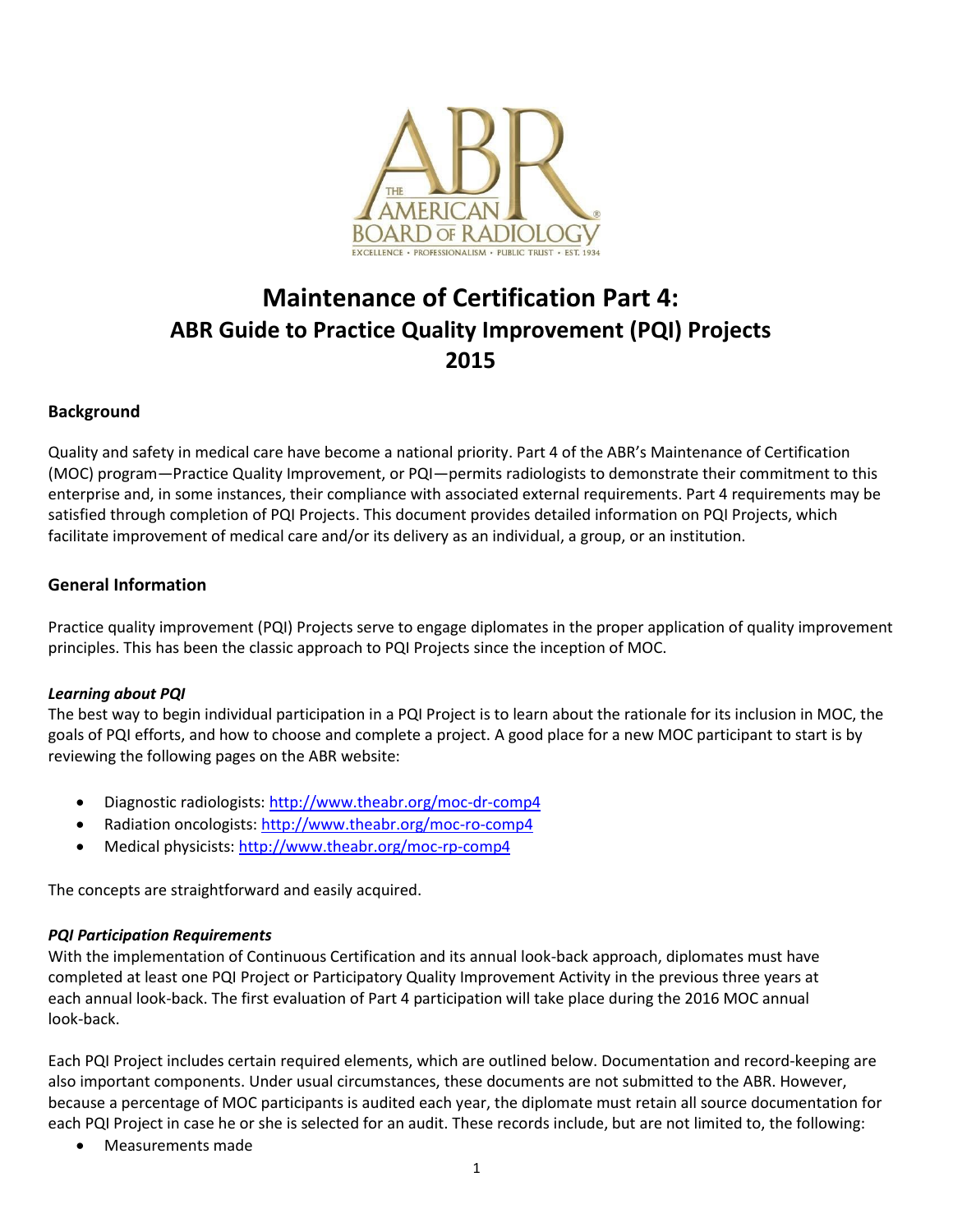# Maintenance of Certification Part 4:
# ABR Guide to Practice Quality Improvement (PQI) Projects
# 2015

## Background

Quality and safety in medical care have become a national priority. Part 4 of the ABR's Maintenance of Certification (MOC) program—Practice Quality Improvement, or PQI—permits radiologists to demonstrate their commitment to this enterprise and, in some instances, their compliance with associated external requirements. Part 4 requirements may be satisfied through completion of PQI Projects. This document provides detailed information on PQI Projects, which facilitate improvement of medical care and/or its delivery as an individual, a group, or an institution.

## General Information

Practice quality improvement (PQI) Projects serve to engage diplomates in the proper application of quality improvement principles. This has been the classic approach to PQI Projects since the inception of MOC.

### *Learning about PQI*

The best way to begin individual participation in a PQI Project is to learn about the rationale for its inclusion in MOC, the goals of PQI efforts, and how to choose and complete a project. A good place for a new MOC participant to start is by reviewing the following pages on the ABR website:

- Diagnostic radiologists: http://www.theabr.org/moc-dr-comp4
- Radiation oncologists: http://www.theabr.org/moc-ro-comp4
- Medical physicists: http://www.theabr.org/moc-rp-comp4

The concepts are straightforward and easily acquired.

### *PQI Participation Requirements*

With the implementation of Continuous Certification and its annual look-back approach, diplomates must have completed at least one PQI Project or Participatory Quality Improvement Activity in the previous three years at each annual look-back. The first evaluation of Part 4 participation will take place during the 2016 MOC annual look-back.

Each PQI Project includes certain required elements, which are outlined below. Documentation and record-keeping are also important components. Under usual circumstances, these documents are not submitted to the ABR. However, because a percentage of MOC participants is audited each year, the diplomate must retain all source documentation for each PQI Project in case he or she is selected for an audit. These records include, but are not limited to, the following:

- Measurements made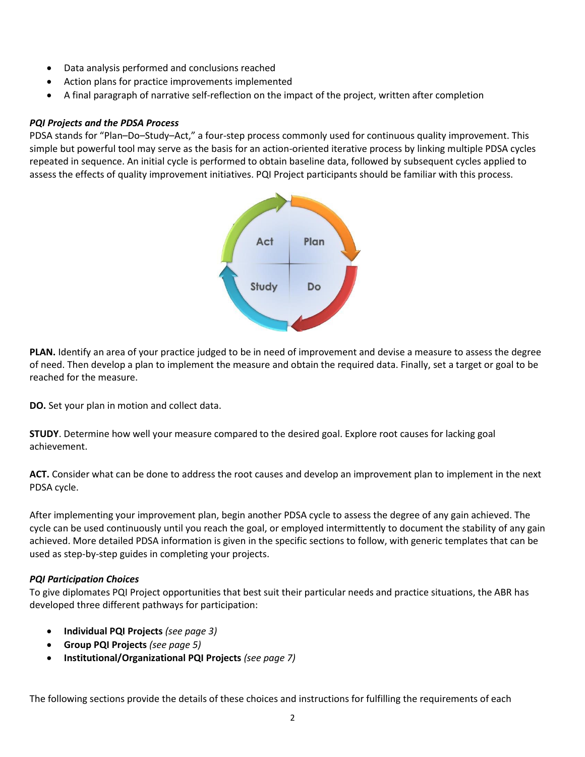- Data analysis performed and conclusions reached
- Action plans for practice improvements implemented
- A final paragraph of narrative self-reflection on the impact of the project, written after completion

***PQI Projects and the PDSA Process***

PDSA stands for "Plan–Do–Study–Act," a four-step process commonly used for continuous quality improvement. This simple but powerful tool may serve as the basis for an action-oriented iterative process by linking multiple PDSA cycles repeated in sequence. An initial cycle is performed to obtain baseline data, followed by subsequent cycles applied to assess the effects of quality improvement initiatives. PQI Project participants should be familiar with this process.

**PLAN.** Identify an area of your practice judged to be in need of improvement and devise a measure to assess the degree of need. Then develop a plan to implement the measure and obtain the required data. Finally, set a target or goal to be reached for the measure.

**DO.** Set your plan in motion and collect data.

**STUDY**. Determine how well your measure compared to the desired goal. Explore root causes for lacking goal achievement.

**ACT.** Consider what can be done to address the root causes and develop an improvement plan to implement in the next PDSA cycle.

After implementing your improvement plan, begin another PDSA cycle to assess the degree of any gain achieved. The cycle can be used continuously until you reach the goal, or employed intermittently to document the stability of any gain achieved. More detailed PDSA information is given in the specific sections to follow, with generic templates that can be used as step-by-step guides in completing your projects.

***PQI Participation Choices***

To give diplomates PQI Project opportunities that best suit their particular needs and practice situations, the ABR has developed three different pathways for participation:

- **Individual PQI Projects** *(see page 3)*
- **Group PQI Projects** *(see page 5)*
- **Institutional/Organizational PQI Projects** *(see page 7)*

The following sections provide the details of these choices and instructions for fulfilling the requirements of each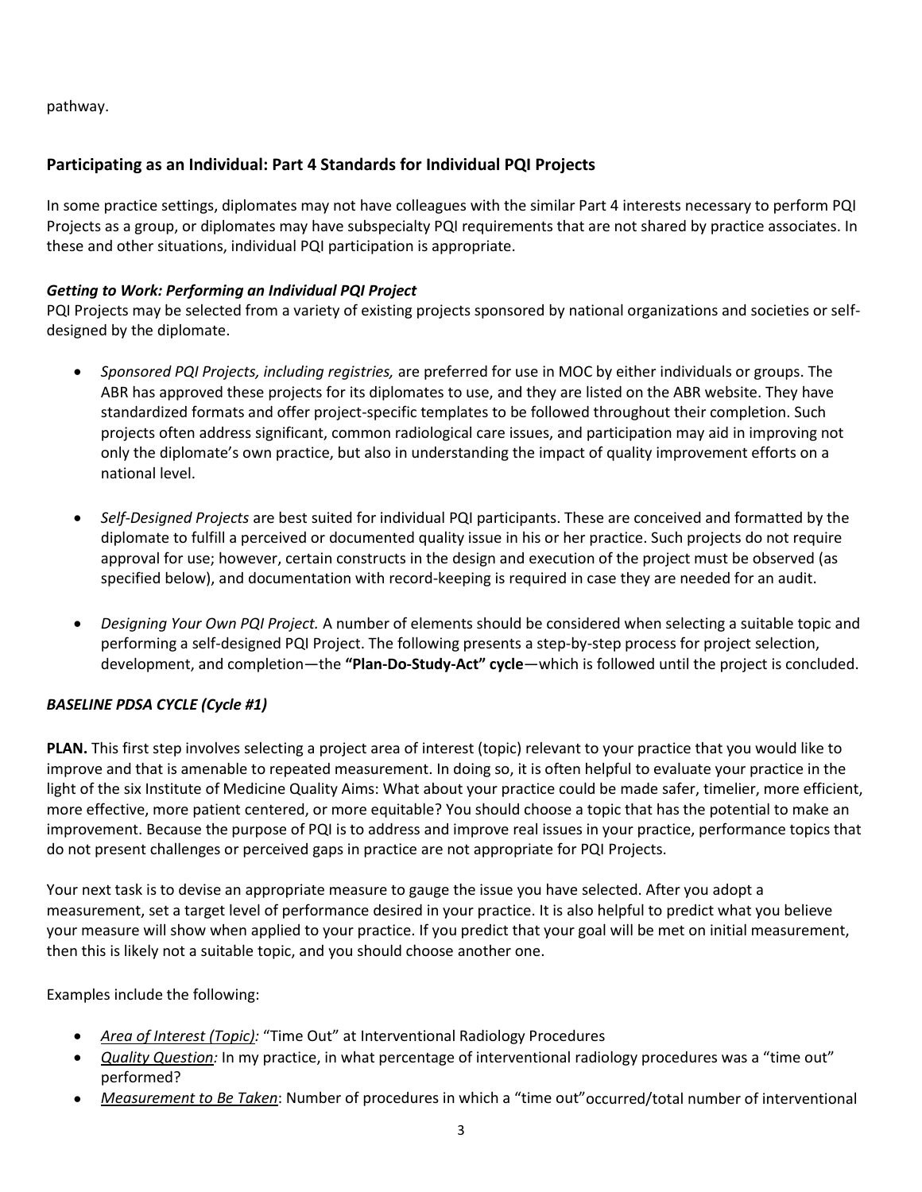pathway.

## Participating as an Individual: Part 4 Standards for Individual PQI Projects

In some practice settings, diplomates may not have colleagues with the similar Part 4 interests necessary to perform PQI Projects as a group, or diplomates may have subspecialty PQI requirements that are not shared by practice associates. In these and other situations, individual PQI participation is appropriate.

### *Getting to Work: Performing an Individual PQI Project*

PQI Projects may be selected from a variety of existing projects sponsored by national organizations and societies or self-designed by the diplomate.

- *Sponsored PQI Projects, including registries,* are preferred for use in MOC by either individuals or groups. The ABR has approved these projects for its diplomates to use, and they are listed on the ABR website. They have standardized formats and offer project-specific templates to be followed throughout their completion. Such projects often address significant, common radiological care issues, and participation may aid in improving not only the diplomate's own practice, but also in understanding the impact of quality improvement efforts on a national level.

- *Self-Designed Projects* are best suited for individual PQI participants. These are conceived and formatted by the diplomate to fulfill a perceived or documented quality issue in his or her practice. Such projects do not require approval for use; however, certain constructs in the design and execution of the project must be observed (as specified below), and documentation with record-keeping is required in case they are needed for an audit.

- *Designing Your Own PQI Project.* A number of elements should be considered when selecting a suitable topic and performing a self-designed PQI Project. The following presents a step-by-step process for project selection, development, and completion—the **"Plan-Do-Study-Act" cycle**—which is followed until the project is concluded.

### *BASELINE PDSA CYCLE (Cycle #1)*

**PLAN.** This first step involves selecting a project area of interest (topic) relevant to your practice that you would like to improve and that is amenable to repeated measurement. In doing so, it is often helpful to evaluate your practice in the light of the six Institute of Medicine Quality Aims: What about your practice could be made safer, timelier, more efficient, more effective, more patient centered, or more equitable? You should choose a topic that has the potential to make an improvement. Because the purpose of PQI is to address and improve real issues in your practice, performance topics that do not present challenges or perceived gaps in practice are not appropriate for PQI Projects.

Your next task is to devise an appropriate measure to gauge the issue you have selected. After you adopt a measurement, set a target level of performance desired in your practice. It is also helpful to predict what you believe your measure will show when applied to your practice. If you predict that your goal will be met on initial measurement, then this is likely not a suitable topic, and you should choose another one.

Examples include the following:

- *Area of Interest (Topic):* "Time Out" at Interventional Radiology Procedures
- *Quality Question:* In my practice, in what percentage of interventional radiology procedures was a "time out" performed?
- *Measurement to Be Taken*: Number of procedures in which a "time out"occurred/total number of interventional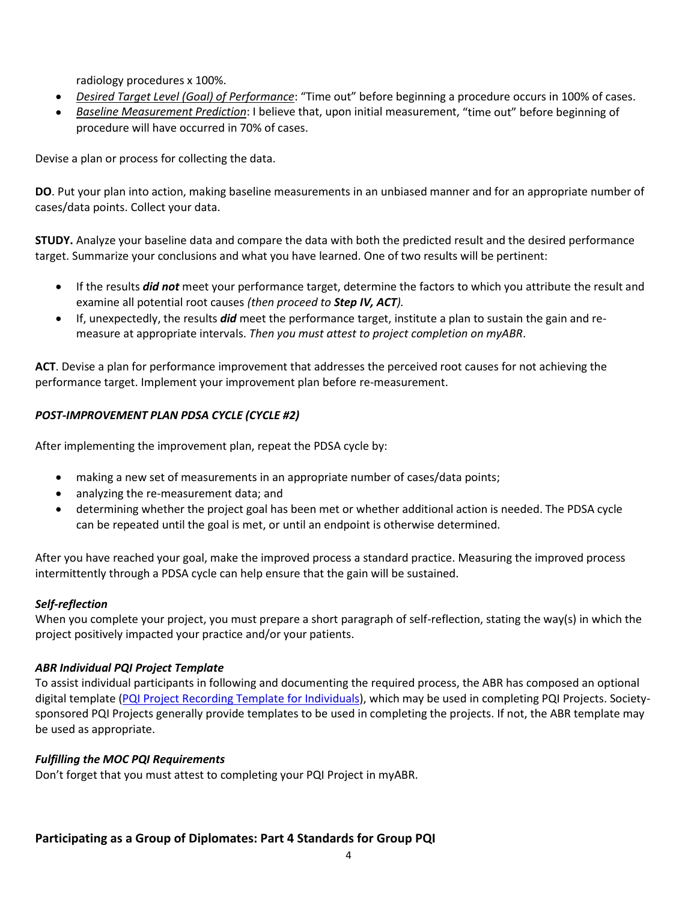radiology procedures x 100%.

- *Desired Target Level (Goal) of Performance*: "Time out" before beginning a procedure occurs in 100% of cases.
- *Baseline Measurement Prediction*: I believe that, upon initial measurement, "time out" before beginning of procedure will have occurred in 70% of cases.

Devise a plan or process for collecting the data.

**DO**. Put your plan into action, making baseline measurements in an unbiased manner and for an appropriate number of cases/data points. Collect your data.

**STUDY.** Analyze your baseline data and compare the data with both the predicted result and the desired performance target. Summarize your conclusions and what you have learned. One of two results will be pertinent:

- If the results ***did not*** meet your performance target, determine the factors to which you attribute the result and examine all potential root causes *(then proceed to **Step IV, ACT**).*
- If, unexpectedly, the results ***did*** meet the performance target, institute a plan to sustain the gain and re-measure at appropriate intervals. *Then you must attest to project completion on myABR*.

**ACT**. Devise a plan for performance improvement that addresses the perceived root causes for not achieving the performance target. Implement your improvement plan before re-measurement.

***POST-IMPROVEMENT PLAN PDSA CYCLE (CYCLE #2)***

After implementing the improvement plan, repeat the PDSA cycle by:

- making a new set of measurements in an appropriate number of cases/data points;
- analyzing the re-measurement data; and
- determining whether the project goal has been met or whether additional action is needed. The PDSA cycle can be repeated until the goal is met, or until an endpoint is otherwise determined.

After you have reached your goal, make the improved process a standard practice. Measuring the improved process intermittently through a PDSA cycle can help ensure that the gain will be sustained.

***Self-reflection***

When you complete your project, you must prepare a short paragraph of self-reflection, stating the way(s) in which the project positively impacted your practice and/or your patients.

***ABR Individual PQI Project Template***

To assist individual participants in following and documenting the required process, the ABR has composed an optional digital template (PQI Project Recording Template for Individuals), which may be used in completing PQI Projects. Society-sponsored PQI Projects generally provide templates to be used in completing the projects. If not, the ABR template may be used as appropriate.

***Fulfilling the MOC PQI Requirements***

Don't forget that you must attest to completing your PQI Project in myABR.

## Participating as a Group of Diplomates: Part 4 Standards for Group PQI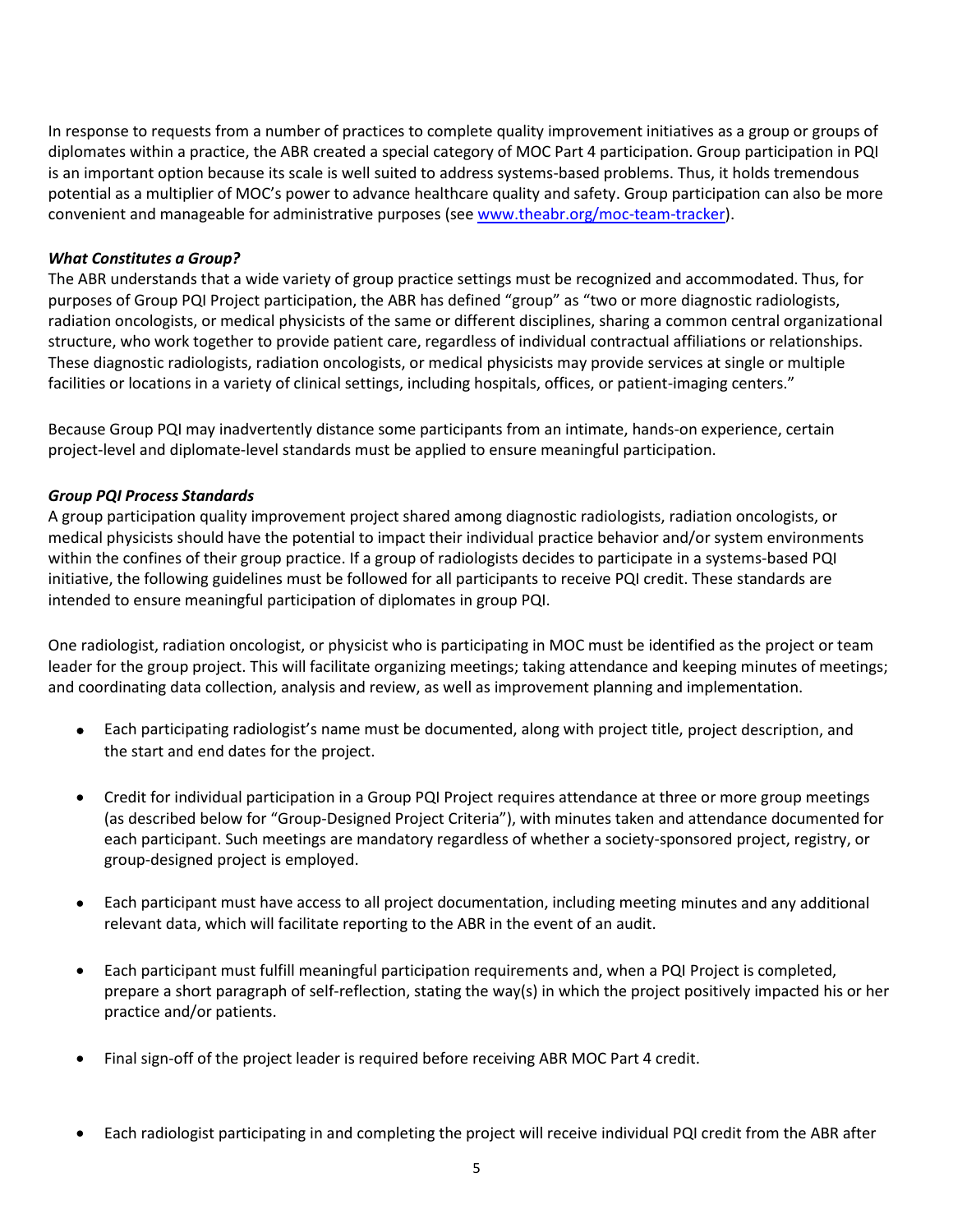In response to requests from a number of practices to complete quality improvement initiatives as a group or groups of diplomates within a practice, the ABR created a special category of MOC Part 4 participation. Group participation in PQI is an important option because its scale is well suited to address systems-based problems. Thus, it holds tremendous potential as a multiplier of MOC's power to advance healthcare quality and safety. Group participation can also be more convenient and manageable for administrative purposes (see [www.theabr.org/moc-team-tracker](http://www.theabr.org/moc-team-tracker)).

***What Constitutes a Group?***

The ABR understands that a wide variety of group practice settings must be recognized and accommodated. Thus, for purposes of Group PQI Project participation, the ABR has defined "group" as "two or more diagnostic radiologists, radiation oncologists, or medical physicists of the same or different disciplines, sharing a common central organizational structure, who work together to provide patient care, regardless of individual contractual affiliations or relationships. These diagnostic radiologists, radiation oncologists, or medical physicists may provide services at single or multiple facilities or locations in a variety of clinical settings, including hospitals, offices, or patient-imaging centers."

Because Group PQI may inadvertently distance some participants from an intimate, hands-on experience, certain project-level and diplomate-level standards must be applied to ensure meaningful participation.

***Group PQI Process Standards***

A group participation quality improvement project shared among diagnostic radiologists, radiation oncologists, or medical physicists should have the potential to impact their individual practice behavior and/or system environments within the confines of their group practice. If a group of radiologists decides to participate in a systems-based PQI initiative, the following guidelines must be followed for all participants to receive PQI credit. These standards are intended to ensure meaningful participation of diplomates in group PQI.

One radiologist, radiation oncologist, or physicist who is participating in MOC must be identified as the project or team leader for the group project. This will facilitate organizing meetings; taking attendance and keeping minutes of meetings; and coordinating data collection, analysis and review, as well as improvement planning and implementation.

- Each participating radiologist's name must be documented, along with project title, project description, and the start and end dates for the project.
- Credit for individual participation in a Group PQI Project requires attendance at three or more group meetings (as described below for "Group-Designed Project Criteria"), with minutes taken and attendance documented for each participant. Such meetings are mandatory regardless of whether a society-sponsored project, registry, or group-designed project is employed.
- Each participant must have access to all project documentation, including meeting minutes and any additional relevant data, which will facilitate reporting to the ABR in the event of an audit.
- Each participant must fulfill meaningful participation requirements and, when a PQI Project is completed, prepare a short paragraph of self-reflection, stating the way(s) in which the project positively impacted his or her practice and/or patients.
- Final sign-off of the project leader is required before receiving ABR MOC Part 4 credit.
- Each radiologist participating in and completing the project will receive individual PQI credit from the ABR after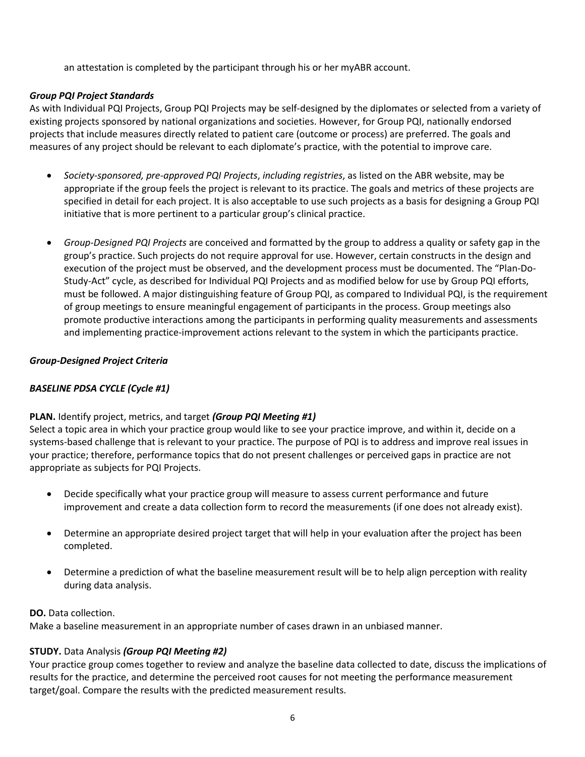an attestation is completed by the participant through his or her myABR account.

***Group PQI Project Standards***

As with Individual PQI Projects, Group PQI Projects may be self-designed by the diplomates or selected from a variety of existing projects sponsored by national organizations and societies. However, for Group PQI, nationally endorsed projects that include measures directly related to patient care (outcome or process) are preferred. The goals and measures of any project should be relevant to each diplomate's practice, with the potential to improve care.

- *Society-sponsored, pre-approved PQI Projects*, *including registries*, as listed on the ABR website, may be appropriate if the group feels the project is relevant to its practice. The goals and metrics of these projects are specified in detail for each project. It is also acceptable to use such projects as a basis for designing a Group PQI initiative that is more pertinent to a particular group's clinical practice.

- *Group-Designed PQI Projects* are conceived and formatted by the group to address a quality or safety gap in the group's practice. Such projects do not require approval for use. However, certain constructs in the design and execution of the project must be observed, and the development process must be documented. The "Plan-Do-Study-Act" cycle, as described for Individual PQI Projects and as modified below for use by Group PQI efforts, must be followed. A major distinguishing feature of Group PQI, as compared to Individual PQI, is the requirement of group meetings to ensure meaningful engagement of participants in the process. Group meetings also promote productive interactions among the participants in performing quality measurements and assessments and implementing practice-improvement actions relevant to the system in which the participants practice.

***Group-Designed Project Criteria***

***BASELINE PDSA CYCLE (Cycle #1)***

**PLAN.** Identify project, metrics, and target ***(Group PQI Meeting #1)***

Select a topic area in which your practice group would like to see your practice improve, and within it, decide on a systems-based challenge that is relevant to your practice. The purpose of PQI is to address and improve real issues in your practice; therefore, performance topics that do not present challenges or perceived gaps in practice are not appropriate as subjects for PQI Projects.

- Decide specifically what your practice group will measure to assess current performance and future improvement and create a data collection form to record the measurements (if one does not already exist).

- Determine an appropriate desired project target that will help in your evaluation after the project has been completed.

- Determine a prediction of what the baseline measurement result will be to help align perception with reality during data analysis.

**DO.** Data collection.

Make a baseline measurement in an appropriate number of cases drawn in an unbiased manner.

**STUDY.** Data Analysis ***(Group PQI Meeting #2)***

Your practice group comes together to review and analyze the baseline data collected to date, discuss the implications of results for the practice, and determine the perceived root causes for not meeting the performance measurement target/goal. Compare the results with the predicted measurement results.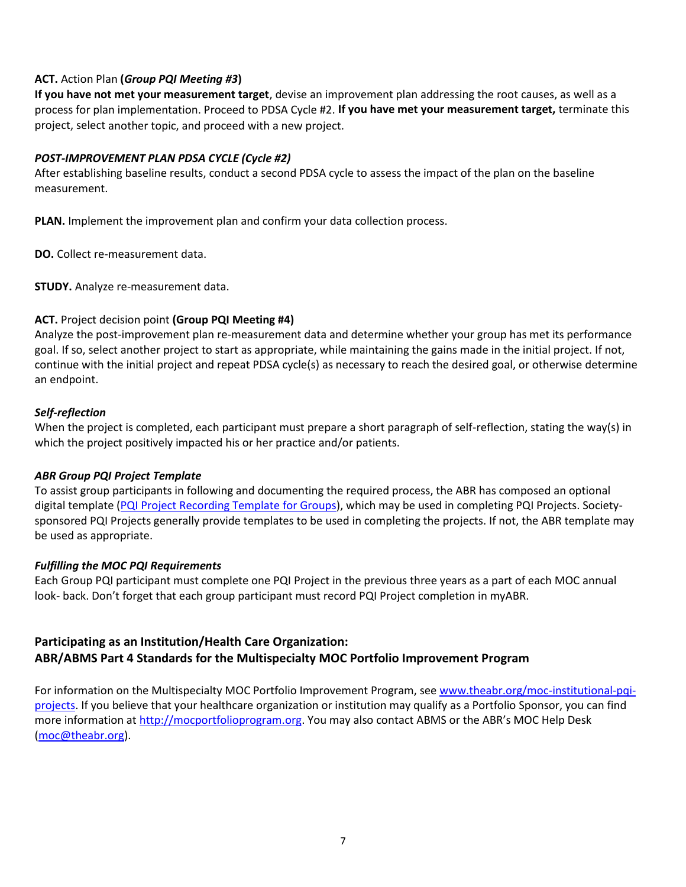**ACT.** Action Plan **(*Group PQI Meeting #3*)**

**If you have not met your measurement target**, devise an improvement plan addressing the root causes, as well as a process for plan implementation. Proceed to PDSA Cycle #2. **If you have met your measurement target,** terminate this project, select another topic, and proceed with a new project.

***POST-IMPROVEMENT PLAN PDSA CYCLE (Cycle #2)***

After establishing baseline results, conduct a second PDSA cycle to assess the impact of the plan on the baseline measurement.

**PLAN.** Implement the improvement plan and confirm your data collection process.

**DO.** Collect re-measurement data.

**STUDY.** Analyze re-measurement data.

**ACT.** Project decision point **(Group PQI Meeting #4)**

Analyze the post-improvement plan re-measurement data and determine whether your group has met its performance goal. If so, select another project to start as appropriate, while maintaining the gains made in the initial project. If not, continue with the initial project and repeat PDSA cycle(s) as necessary to reach the desired goal, or otherwise determine an endpoint.

***Self-reflection***

When the project is completed, each participant must prepare a short paragraph of self-reflection, stating the way(s) in which the project positively impacted his or her practice and/or patients.

***ABR Group PQI Project Template***

To assist group participants in following and documenting the required process, the ABR has composed an optional digital template (PQI Project Recording Template for Groups), which may be used in completing PQI Projects. Society-sponsored PQI Projects generally provide templates to be used in completing the projects. If not, the ABR template may be used as appropriate.

***Fulfilling the MOC PQI Requirements***

Each Group PQI participant must complete one PQI Project in the previous three years as a part of each MOC annual look- back. Don't forget that each group participant must record PQI Project completion in myABR.

## Participating as an Institution/Health Care Organization: ABR/ABMS Part 4 Standards for the Multispecialty MOC Portfolio Improvement Program

For information on the Multispecialty MOC Portfolio Improvement Program, see www.theabr.org/moc-institutional-pqi-projects. If you believe that your healthcare organization or institution may qualify as a Portfolio Sponsor, you can find more information at http://mocportfolioprogram.org. You may also contact ABMS or the ABR's MOC Help Desk (moc@theabr.org).